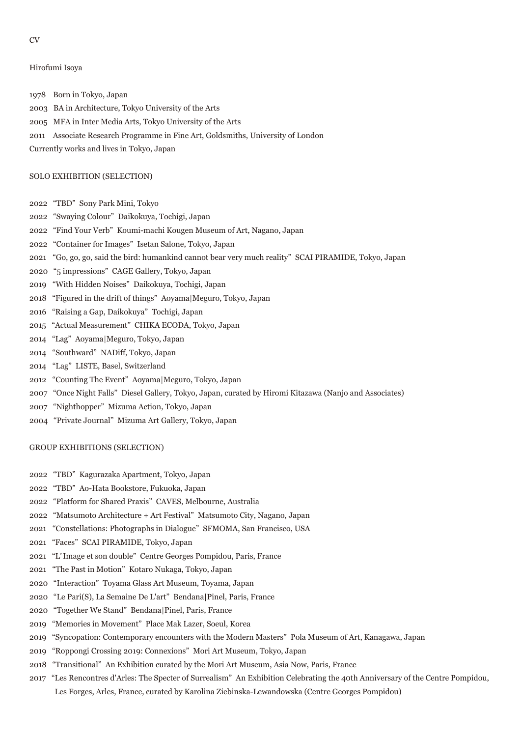CV

Hirofumi Isoya

1978 Born in Tokyo, Japan

2003 BA in Architecture, Tokyo University of the Arts

2005 MFA in Inter Media Arts, Tokyo University of the Arts

2011 Associate Research Programme in Fine Art, Goldsmiths, University of London

Currently works and lives in Tokyo, Japan

SOLO EXHIBITION (SELECTION)

2022 “TBD” Sony Park Mini, Tokyo

2022 “Swaying Colour” Daikokuya, Tochigi, Japan

2022 “Find Your Verb” Koumi-machi Kougen Museum of Art, Nagano, Japan

2022 “Container for Images” Isetan Salone, Tokyo, Japan

2021 “Go, go, go, said the bird: humankind cannot bear very much reality” SCAI PIRAMIDE, Tokyo, Japan

2020 “5 impressions” CAGE Gallery, Tokyo, Japan

2019 “With Hidden Noises” Daikokuya, Tochigi, Japan

2018 “Figured in the drift of things” Aoyama|Meguro, Tokyo, Japan

2016 “Raising a Gap, Daikokuya” Tochigi, Japan

2015 “Actual Measurement” CHIKA ECODA, Tokyo, Japan

2014 “Lag” Aoyama|Meguro, Tokyo, Japan

2014 “Southward” NADiff, Tokyo, Japan

2014 “Lag” LISTE, Basel, Switzerland

2012 “Counting The Event” Aoyama|Meguro, Tokyo, Japan

2007 “Once Night Falls” Diesel Gallery, Tokyo, Japan, curated by Hiromi Kitazawa (Nanjo and Associates)

2007 “Nighthopper” Mizuma Action, Tokyo, Japan

2004 “Private Journal” Mizuma Art Gallery, Tokyo, Japan

GROUP EXHIBITIONS (SELECTION)

2022 “TBD” Kagurazaka Apartment, Tokyo, Japan

2022 “TBD” Ao-Hata Bookstore, Fukuoka, Japan

2022 “Platform for Shared Praxis” CAVES, Melbourne, Australia

2022 “Matsumoto Architecture + Art Festival” Matsumoto City, Nagano, Japan

2021 “Constellations: Photographs in Dialogue” SFMOMA, San Francisco, USA

2021 “Faces” SCAI PIRAMIDE, Tokyo, Japan

2021 “L’Image et son double” Centre Georges Pompidou, Paris, France

2021 “The Past in Motion” Kotaro Nukaga, Tokyo, Japan

2020 “Interaction” Toyama Glass Art Museum, Toyama, Japan

2020 “Le Pari(S), La Semaine De L'art” Bendana|Pinel, Paris, France

2020 “Together We Stand” Bendana|Pinel, Paris, France

2019 “Memories in Movement” Place Mak Lazer, Soeul, Korea

2019 “Syncopation: Contemporary encounters with the Modern Masters” Pola Museum of Art, Kanagawa, Japan

2019 “Roppongi Crossing 2019: Connexions” Mori Art Museum, Tokyo, Japan

2018 “Transitional” An Exhibition curated by the Mori Art Museum, Asia Now, Paris, France

2017 “Les Rencontres d'Arles: The Specter of Surrealism” An Exhibition Celebrating the 40th Anniversary of the Centre Pompidou, Les Forges, Arles, France, curated by Karolina Ziebinska-Lewandowska (Centre Georges Pompidou)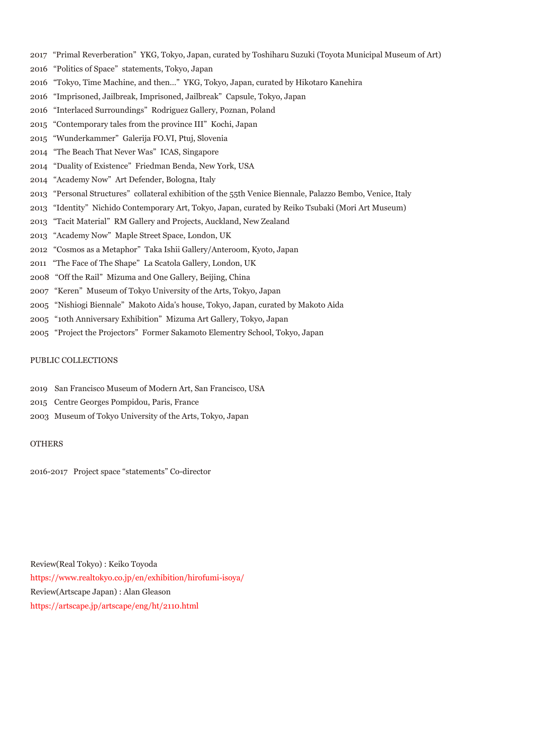2017 “Primal Reverberation” YKG, Tokyo, Japan, curated by Toshiharu Suzuki (Toyota Municipal Museum of Art)
2016 “Politics of Space” statements, Tokyo, Japan
2016 “Tokyo, Time Machine, and then…” YKG, Tokyo, Japan, curated by Hikotaro Kanehira
2016 “Imprisoned, Jailbreak, Imprisoned, Jailbreak” Capsule, Tokyo, Japan
2016 “Interlaced Surroundings” Rodriguez Gallery, Poznan, Poland
2015 “Contemporary tales from the province III” Kochi, Japan
2015 “Wunderkammer” Galerija FO.VI, Ptuj, Slovenia
2014 “The Beach That Never Was” ICAS, Singapore
2014 “Duality of Existence” Friedman Benda, New York, USA
2014 “Academy Now” Art Defender, Bologna, Italy
2013 “Personal Structures” collateral exhibition of the 55th Venice Biennale, Palazzo Bembo, Venice, Italy
2013 “Identity” Nichido Contemporary Art, Tokyo, Japan, curated by Reiko Tsubaki (Mori Art Museum)
2013 “Tacit Material” RM Gallery and Projects, Auckland, New Zealand
2013 “Academy Now” Maple Street Space, London, UK
2012 “Cosmos as a Metaphor” Taka Ishii Gallery/Anteroom, Kyoto, Japan
2011 “The Face of The Shape” La Scatola Gallery, London, UK
2008 “Off the Rail” Mizuma and One Gallery, Beijing, China
2007 “Keren” Museum of Tokyo University of the Arts, Tokyo, Japan
2005 “Nishiogi Biennale” Makoto Aida's house, Tokyo, Japan, curated by Makoto Aida
2005 “10th Anniversary Exhibition” Mizuma Art Gallery, Tokyo, Japan
2005 “Project the Projectors” Former Sakamoto Elementry School, Tokyo, Japan

PUBLIC COLLECTIONS

2019 San Francisco Museum of Modern Art, San Francisco, USA
2015 Centre Georges Pompidou, Paris, France
2003 Museum of Tokyo University of the Arts, Tokyo, Japan

OTHERS

2016-2017 Project space “statements” Co-director

Review(Real Tokyo) : Keiko Toyoda
https://www.realtokyo.co.jp/en/exhibition/hirofumi-isoya/
Review(Artscape Japan) : Alan Gleason
https://artscape.jp/artscape/eng/ht/2110.html